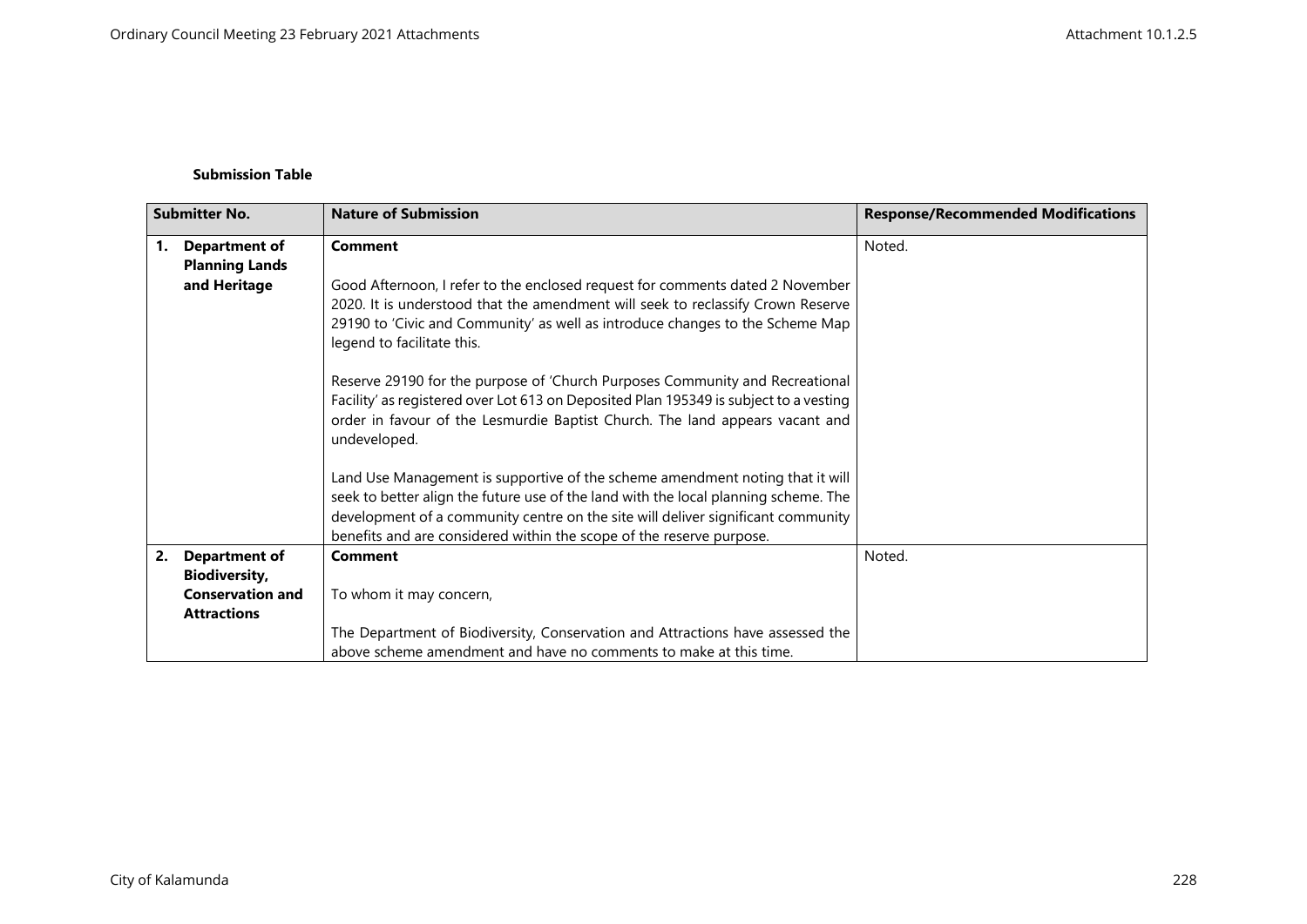**Submission Table**

| Submitter No. | Nature of Submission | Response/Recommended Modifications |
|---|---|---|
| 1. **Department of Planning Lands and Heritage** | **Comment**<br><br>Good Afternoon, I refer to the enclosed request for comments dated 2 November 2020. It is understood that the amendment will seek to reclassify Crown Reserve 29190 to 'Civic and Community' as well as introduce changes to the Scheme Map legend to facilitate this.<br><br>Reserve 29190 for the purpose of 'Church Purposes Community and Recreational Facility' as registered over Lot 613 on Deposited Plan 195349 is subject to a vesting order in favour of the Lesmurdie Baptist Church. The land appears vacant and undeveloped.<br><br>Land Use Management is supportive of the scheme amendment noting that it will seek to better align the future use of the land with the local planning scheme. The development of a community centre on the site will deliver significant community benefits and are considered within the scope of the reserve purpose. | Noted. |
| 2. **Department of Biodiversity, Conservation and Attractions** | **Comment**<br><br>To whom it may concern,<br><br>The Department of Biodiversity, Conservation and Attractions have assessed the above scheme amendment and have no comments to make at this time. | Noted. |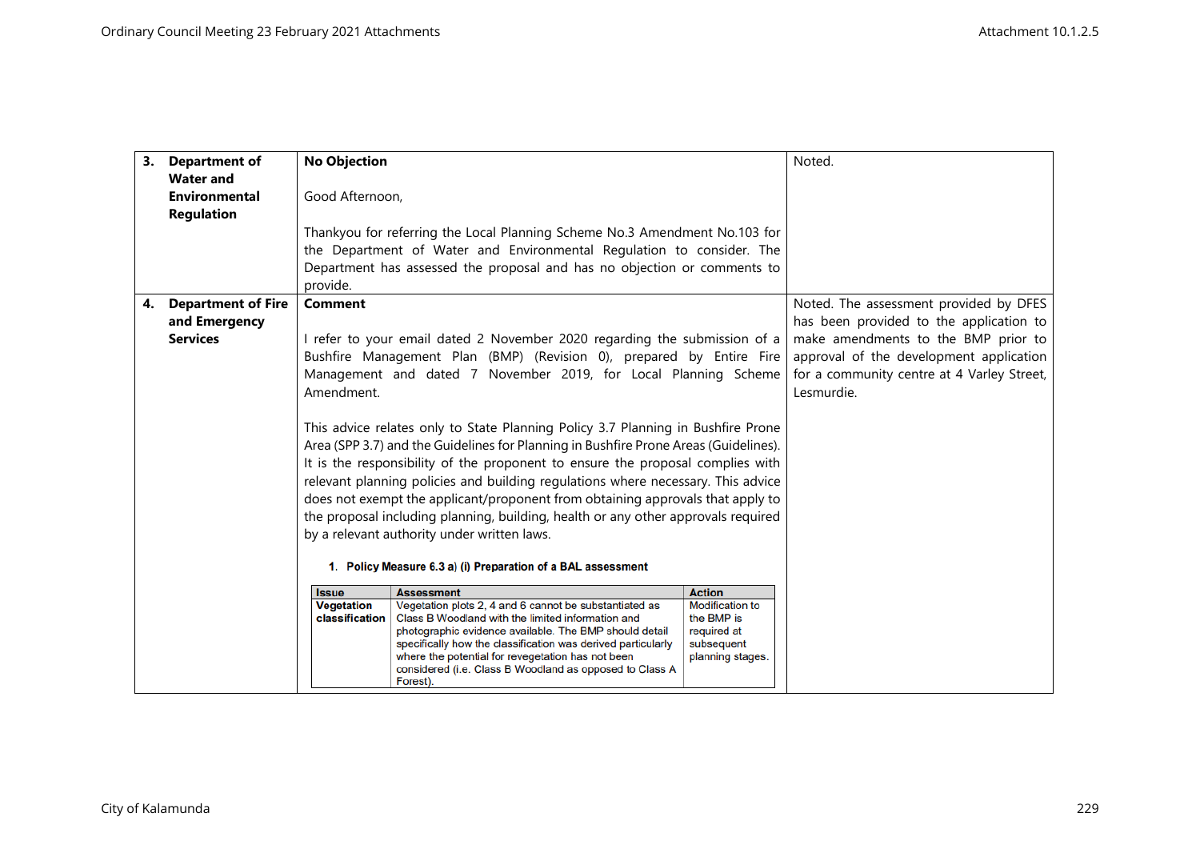| | | | |
|---|---|---|---|
| 3. | **Department of Water and Environmental Regulation** | **No Objection**<br><br>Good Afternoon,<br><br>Thankyou for referring the Local Planning Scheme No.3 Amendment No.103 for the Department of Water and Environmental Regulation to consider. The Department has assessed the proposal and has no objection or comments to provide. | Noted. |
| 4. | **Department of Fire and Emergency Services** | **Comment**<br><br>I refer to your email dated 2 November 2020 regarding the submission of a Bushfire Management Plan (BMP) (Revision 0), prepared by Entire Fire Management and dated 7 November 2019, for Local Planning Scheme Amendment.<br><br>This advice relates only to State Planning Policy 3.7 Planning in Bushfire Prone Area (SPP 3.7) and the Guidelines for Planning in Bushfire Prone Areas (Guidelines). It is the responsibility of the proponent to ensure the proposal complies with relevant planning policies and building regulations where necessary. This advice does not exempt the applicant/proponent from obtaining approvals that apply to the proposal including planning, building, health or any other approvals required by a relevant authority under written laws.<br><br>**1. Policy Measure 6.3 a) (i) Preparation of a BAL assessment**<br><br>**Issue:** **Vegetation classification**<br>**Assessment:** Vegetation plots 2, 4 and 6 cannot be substantiated as Class B Woodland with the limited information and photographic evidence available. The BMP should detail specifically how the classification was derived particularly where the potential for revegetation has not been considered (i.e. Class B Woodland as opposed to Class A Forest).<br>**Action:** Modification to the BMP is required at subsequent planning stages. | Noted. The assessment provided by DFES has been provided to the application to make amendments to the BMP prior to approval of the development application for a community centre at 4 Varley Street, Lesmurdie. |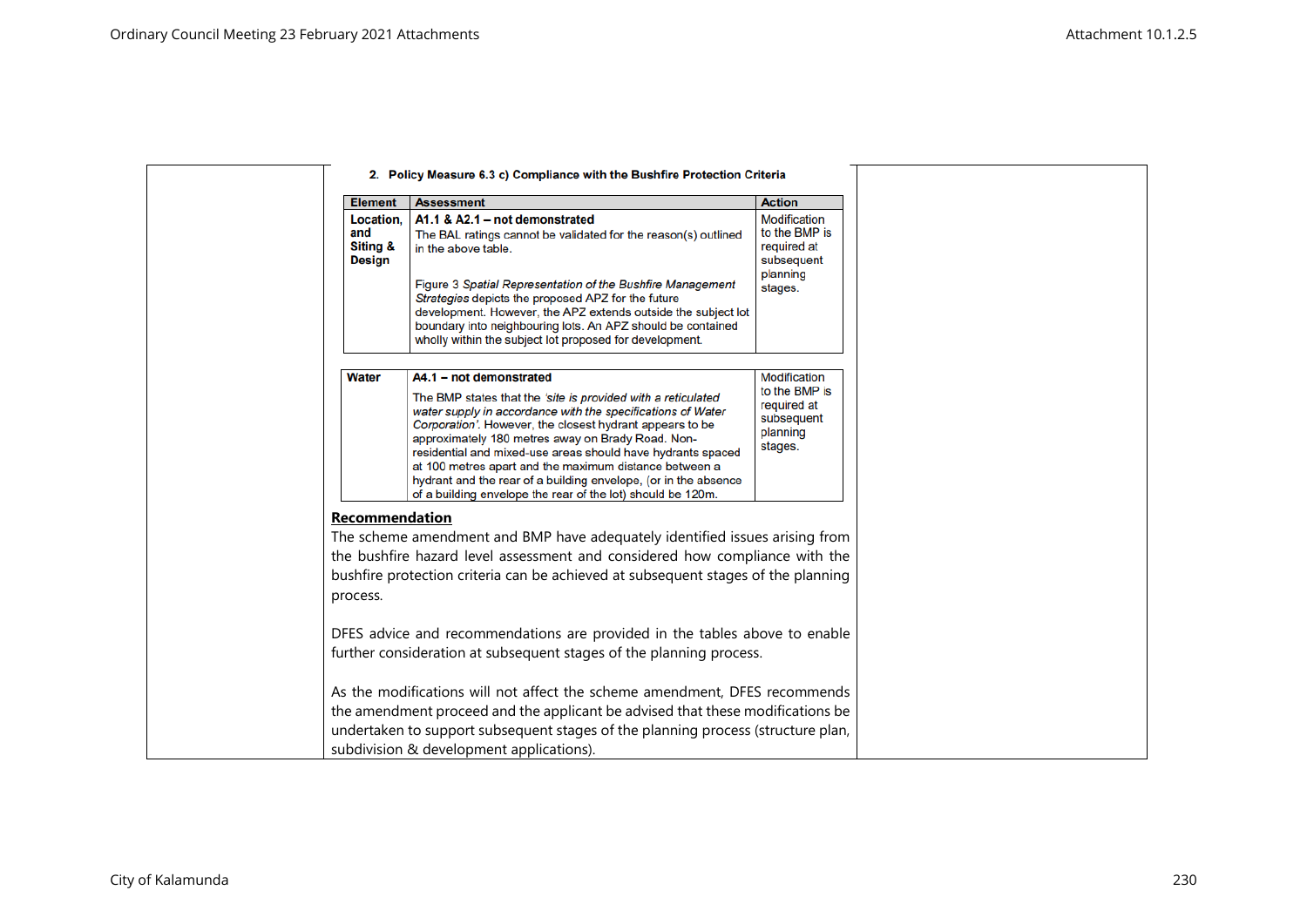**2. Policy Measure 6.3 c) Compliance with the Bushfire Protection Criteria**

| Element | Assessment | Action |
|---|---|---|
| **Location, and Siting & Design** | **A1.1 & A2.1 – not demonstrated**<br>The BAL ratings cannot be validated for the reason(s) outlined in the above table.<br><br>Figure 3 *Spatial Representation of the Bushfire Management Strategies* depicts the proposed APZ for the future development. However, the APZ extends outside the subject lot boundary into neighbouring lots. An APZ should be contained wholly within the subject lot proposed for development. | Modification to the BMP is required at subsequent planning stages. |
| **Water** | **A4.1 – not demonstrated**<br>The BMP states that the *'site is provided with a reticulated water supply in accordance with the specifications of Water Corporation'*. However, the closest hydrant appears to be approximately 180 metres away on Brady Road. Non-residential and mixed-use areas should have hydrants spaced at 100 metres apart and the maximum distance between a hydrant and the rear of a building envelope, (or in the absence of a building envelope the rear of the lot) should be 120m. | Modification to the BMP is required at subsequent planning stages. |

**Recommendation**

The scheme amendment and BMP have adequately identified issues arising from the bushfire hazard level assessment and considered how compliance with the bushfire protection criteria can be achieved at subsequent stages of the planning process.

DFES advice and recommendations are provided in the tables above to enable further consideration at subsequent stages of the planning process.

As the modifications will not affect the scheme amendment, DFES recommends the amendment proceed and the applicant be advised that these modifications be undertaken to support subsequent stages of the planning process (structure plan, subdivision & development applications).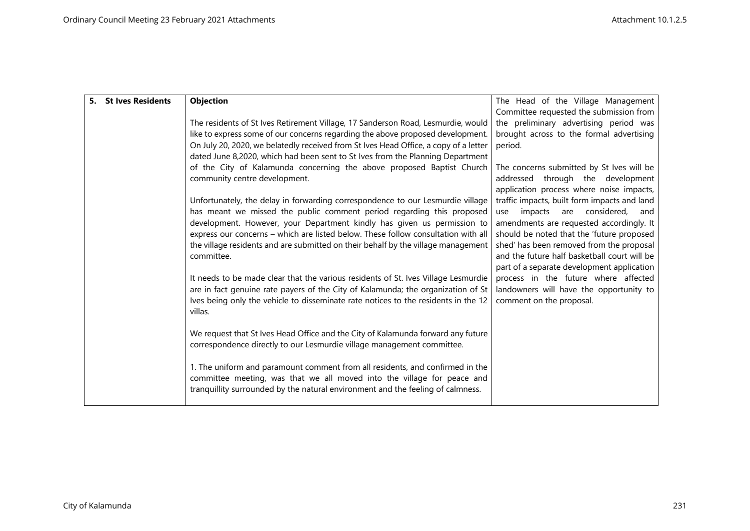| | | |
|---|---|---|
| 5. **St Ives Residents** | **Objection**<br><br>The residents of St Ives Retirement Village, 17 Sanderson Road, Lesmurdie, would like to express some of our concerns regarding the above proposed development. On July 20, 2020, we belatedly received from St Ives Head Office, a copy of a letter dated June 8,2020, which had been sent to St Ives from the Planning Department of the City of Kalamunda concerning the above proposed Baptist Church community centre development.<br><br>Unfortunately, the delay in forwarding correspondence to our Lesmurdie village has meant we missed the public comment period regarding this proposed development. However, your Department kindly has given us permission to express our concerns – which are listed below. These follow consultation with all the village residents and are submitted on their behalf by the village management committee.<br><br>It needs to be made clear that the various residents of St. Ives Village Lesmurdie are in fact genuine rate payers of the City of Kalamunda; the organization of St Ives being only the vehicle to disseminate rate notices to the residents in the 12 villas.<br><br>We request that St Ives Head Office and the City of Kalamunda forward any future correspondence directly to our Lesmurdie village management committee.<br><br>1. The uniform and paramount comment from all residents, and confirmed in the committee meeting, was that we all moved into the village for peace and tranquillity surrounded by the natural environment and the feeling of calmness. | The Head of the Village Management Committee requested the submission from the preliminary advertising period was brought across to the formal advertising period.<br><br>The concerns submitted by St Ives will be addressed through the development application process where noise impacts, traffic impacts, built form impacts and land use impacts are considered, and amendments are requested accordingly. It should be noted that the 'future proposed shed' has been removed from the proposal and the future half basketball court will be part of a separate development application process in the future where affected landowners will have the opportunity to comment on the proposal. |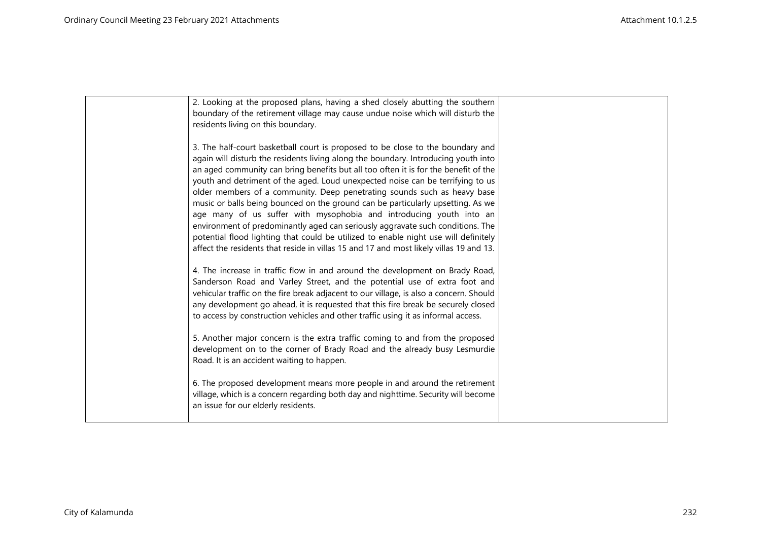|  | 2. Looking at the proposed plans, having a shed closely abutting the southern boundary of the retirement village may cause undue noise which will disturb the residents living on this boundary.<br><br>3. The half-court basketball court is proposed to be close to the boundary and again will disturb the residents living along the boundary. Introducing youth into an aged community can bring benefits but all too often it is for the benefit of the youth and detriment of the aged. Loud unexpected noise can be terrifying to us older members of a community. Deep penetrating sounds such as heavy base music or balls being bounced on the ground can be particularly upsetting. As we age many of us suffer with mysophobia and introducing youth into an environment of predominantly aged can seriously aggravate such conditions. The potential flood lighting that could be utilized to enable night use will definitely affect the residents that reside in villas 15 and 17 and most likely villas 19 and 13.<br><br>4. The increase in traffic flow in and around the development on Brady Road, Sanderson Road and Varley Street, and the potential use of extra foot and vehicular traffic on the fire break adjacent to our village, is also a concern. Should any development go ahead, it is requested that this fire break be securely closed to access by construction vehicles and other traffic using it as informal access.<br><br>5. Another major concern is the extra traffic coming to and from the proposed development on to the corner of Brady Road and the already busy Lesmurdie Road. It is an accident waiting to happen.<br><br>6. The proposed development means more people in and around the retirement village, which is a concern regarding both day and nighttime. Security will become an issue for our elderly residents. |  |
|---|---|---|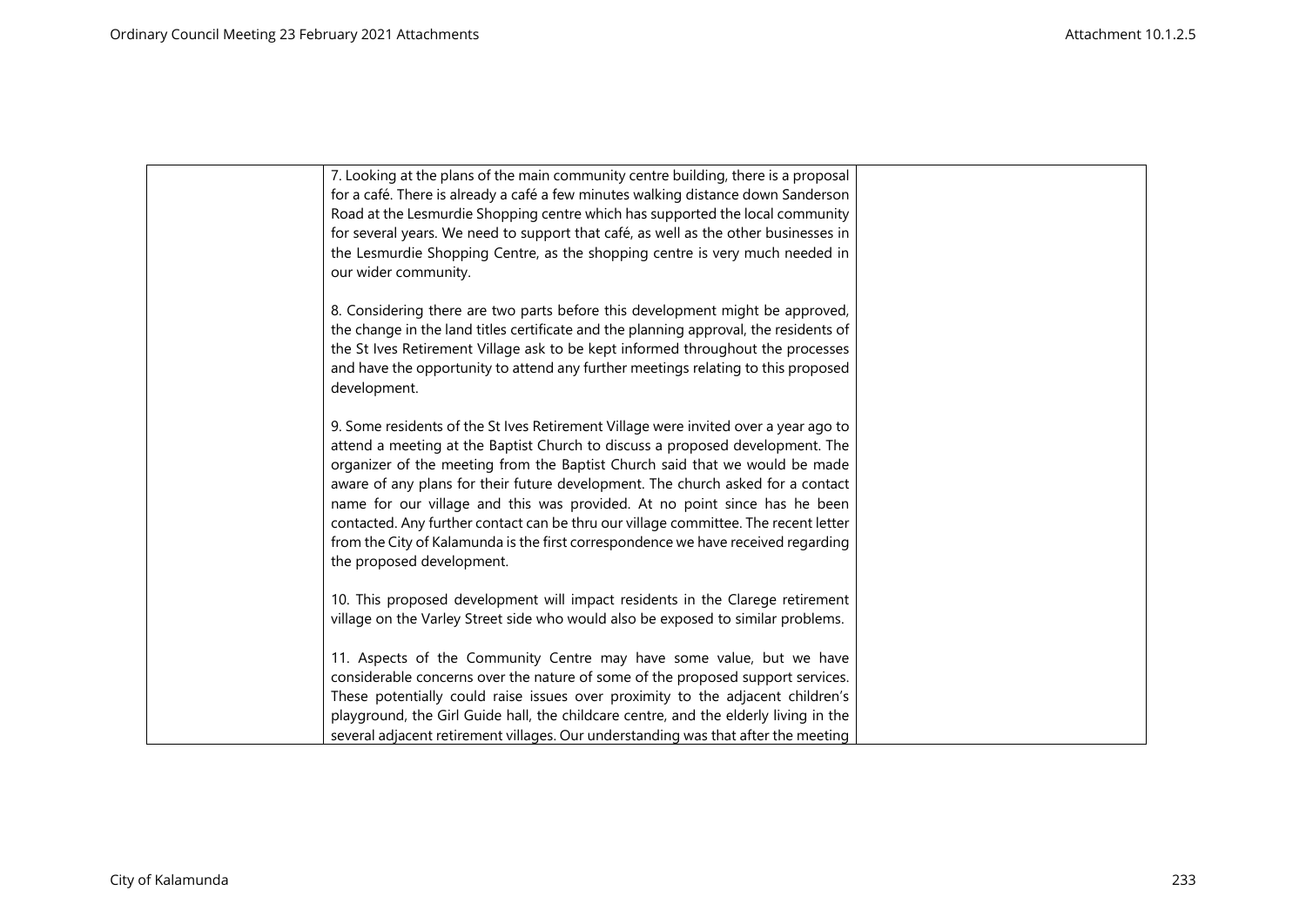| | 7. Looking at the plans of the main community centre building, there is a proposal for a café. There is already a café a few minutes walking distance down Sanderson Road at the Lesmurdie Shopping centre which has supported the local community for several years. We need to support that café, as well as the other businesses in the Lesmurdie Shopping Centre, as the shopping centre is very much needed in our wider community.<br><br>8. Considering there are two parts before this development might be approved, the change in the land titles certificate and the planning approval, the residents of the St Ives Retirement Village ask to be kept informed throughout the processes and have the opportunity to attend any further meetings relating to this proposed development.<br><br>9. Some residents of the St Ives Retirement Village were invited over a year ago to attend a meeting at the Baptist Church to discuss a proposed development. The organizer of the meeting from the Baptist Church said that we would be made aware of any plans for their future development. The church asked for a contact name for our village and this was provided. At no point since has he been contacted. Any further contact can be thru our village committee. The recent letter from the City of Kalamunda is the first correspondence we have received regarding the proposed development.<br><br>10. This proposed development will impact residents in the Clarege retirement village on the Varley Street side who would also be exposed to similar problems.<br><br>11. Aspects of the Community Centre may have some value, but we have considerable concerns over the nature of some of the proposed support services. These potentially could raise issues over proximity to the adjacent children's playground, the Girl Guide hall, the childcare centre, and the elderly living in the several adjacent retirement villages. Our understanding was that after the meeting | |
|---|---|---|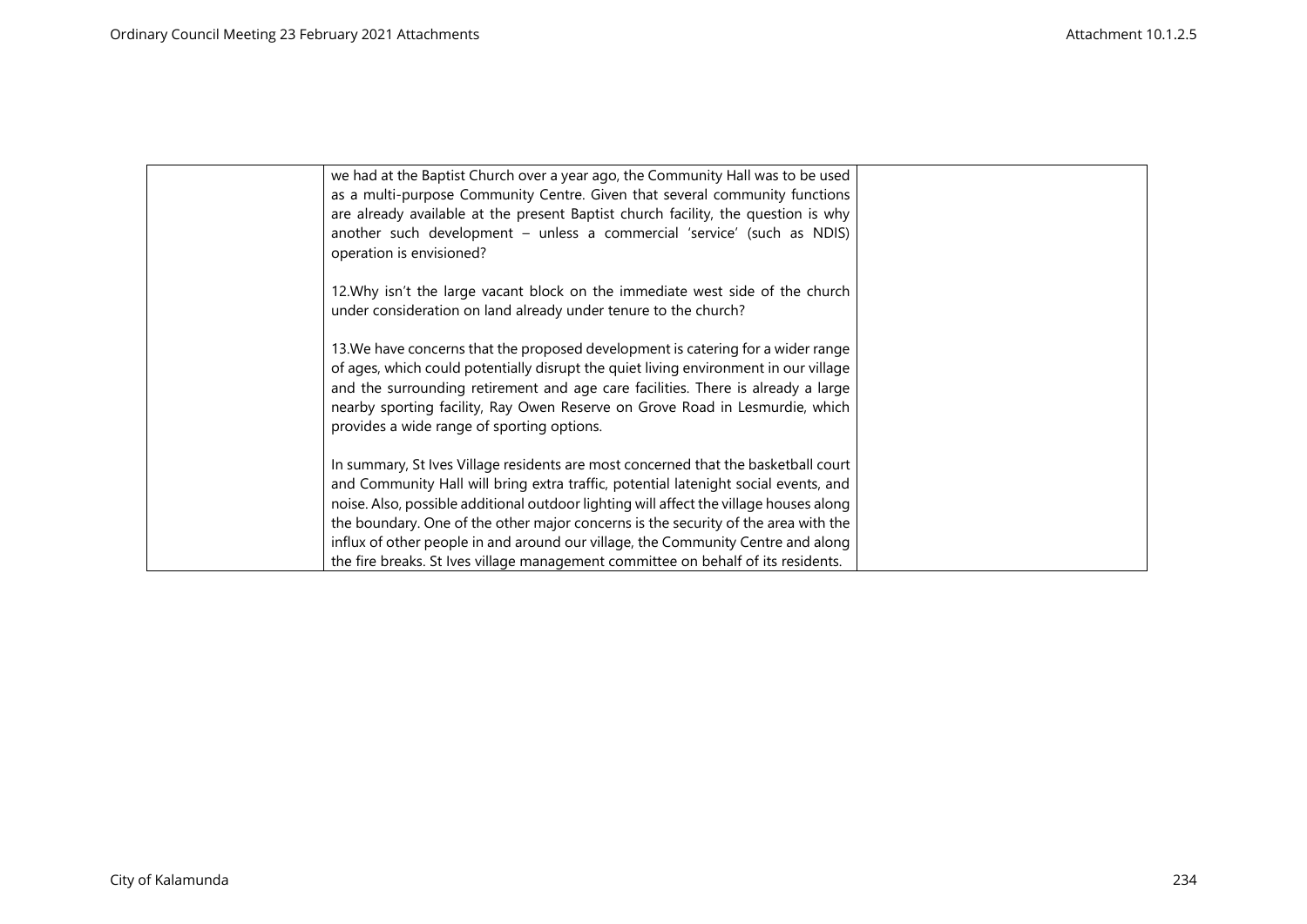| | | |
|---|---|---|
| | we had at the Baptist Church over a year ago, the Community Hall was to be used as a multi-purpose Community Centre. Given that several community functions are already available at the present Baptist church facility, the question is why another such development – unless a commercial 'service' (such as NDIS) operation is envisioned?<br><br>12.Why isn't the large vacant block on the immediate west side of the church under consideration on land already under tenure to the church?<br><br>13.We have concerns that the proposed development is catering for a wider range of ages, which could potentially disrupt the quiet living environment in our village and the surrounding retirement and age care facilities. There is already a large nearby sporting facility, Ray Owen Reserve on Grove Road in Lesmurdie, which provides a wide range of sporting options.<br><br>In summary, St Ives Village residents are most concerned that the basketball court and Community Hall will bring extra traffic, potential latenight social events, and noise. Also, possible additional outdoor lighting will affect the village houses along the boundary. One of the other major concerns is the security of the area with the influx of other people in and around our village, the Community Centre and along the fire breaks. St Ives village management committee on behalf of its residents. | |